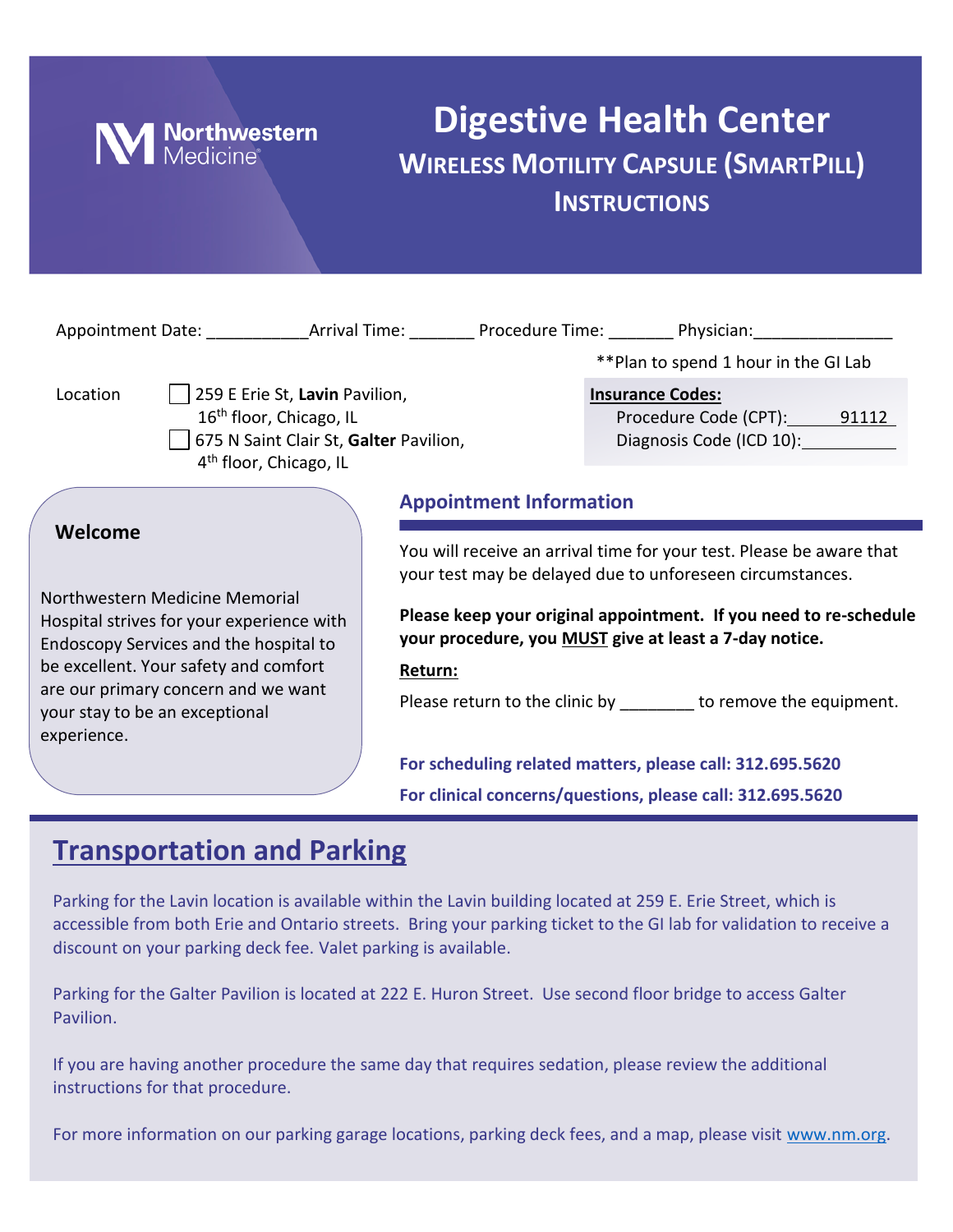Northwestern Medicine

# Digestive Health Center

## WIRELESS MOTILITY CAPSULE (SMARTPILL) INSTRUCTIONS

Appointment Date: ___________ Arrival Time: _______ Procedure Time: _______ Physician: _______________

**Plan to spend 1 hour in the GI Lab

Location

- ☐ 259 E Erie St, **Lavin** Pavilion, 16th floor, Chicago, IL
- ☐ 675 N Saint Clair St, **Galter** Pavilion, 4th floor, Chicago, IL

**Insurance Codes:**

Procedure Code (CPT): 91112

Diagnosis Code (ICD 10): __________

### Welcome

Northwestern Medicine Memorial Hospital strives for your experience with Endoscopy Services and the hospital to be excellent. Your safety and comfort are our primary concern and we want your stay to be an exceptional experience.

### Appointment Information

You will receive an arrival time for your test. Please be aware that your test may be delayed due to unforeseen circumstances.

**Please keep your original appointment. If you need to re-schedule your procedure, you MUST give at least a 7-day notice.**

**Return:**

Please return to the clinic by ________ to remove the equipment.

**For scheduling related matters, please call: 312.695.5620**

**For clinical concerns/questions, please call: 312.695.5620**

## Transportation and Parking

Parking for the Lavin location is available within the Lavin building located at 259 E. Erie Street, which is accessible from both Erie and Ontario streets. Bring your parking ticket to the GI lab for validation to receive a discount on your parking deck fee. Valet parking is available.

Parking for the Galter Pavilion is located at 222 E. Huron Street. Use second floor bridge to access Galter Pavilion.

If you are having another procedure the same day that requires sedation, please review the additional instructions for that procedure.

For more information on our parking garage locations, parking deck fees, and a map, please visit www.nm.org.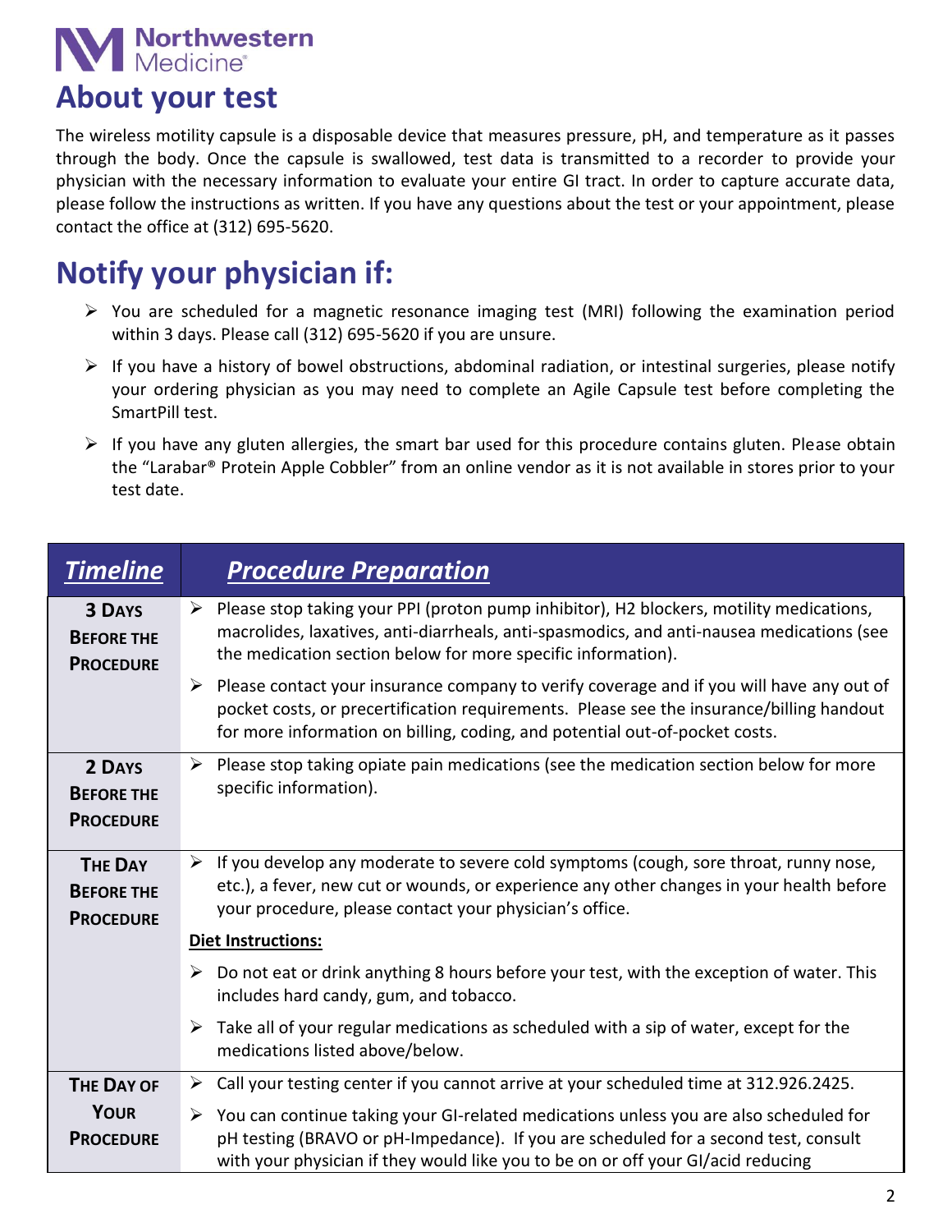Northwestern Medicine®

# About your test

The wireless motility capsule is a disposable device that measures pressure, pH, and temperature as it passes through the body. Once the capsule is swallowed, test data is transmitted to a recorder to provide your physician with the necessary information to evaluate your entire GI tract. In order to capture accurate data, please follow the instructions as written. If you have any questions about the test or your appointment, please contact the office at (312) 695-5620.

# Notify your physician if:

- You are scheduled for a magnetic resonance imaging test (MRI) following the examination period within 3 days. Please call (312) 695-5620 if you are unsure.
- If you have a history of bowel obstructions, abdominal radiation, or intestinal surgeries, please notify your ordering physician as you may need to complete an Agile Capsule test before completing the SmartPill test.
- If you have any gluten allergies, the smart bar used for this procedure contains gluten. Please obtain the "Larabar® Protein Apple Cobbler" from an online vendor as it is not available in stores prior to your test date.

| ***Timeline*** | ***Procedure Preparation*** |
|---|---|
| **3 Days Before the Procedure** | ➢ Please stop taking your PPI (proton pump inhibitor), H2 blockers, motility medications, macrolides, laxatives, anti-diarrheals, anti-spasmodics, and anti-nausea medications (see the medication section below for more specific information).<br>➢ Please contact your insurance company to verify coverage and if you will have any out of pocket costs, or precertification requirements. Please see the insurance/billing handout for more information on billing, coding, and potential out-of-pocket costs. |
| **2 Days Before the Procedure** | ➢ Please stop taking opiate pain medications (see the medication section below for more specific information). |
| **The Day Before the Procedure** | ➢ If you develop any moderate to severe cold symptoms (cough, sore throat, runny nose, etc.), a fever, new cut or wounds, or experience any other changes in your health before your procedure, please contact your physician's office.<br>**Diet Instructions:**<br>➢ Do not eat or drink anything 8 hours before your test, with the exception of water. This includes hard candy, gum, and tobacco.<br>➢ Take all of your regular medications as scheduled with a sip of water, except for the medications listed above/below. |
| **The Day of Your Procedure** | ➢ Call your testing center if you cannot arrive at your scheduled time at 312.926.2425.<br>➢ You can continue taking your GI-related medications unless you are also scheduled for pH testing (BRAVO or pH-Impedance). If you are scheduled for a second test, consult with your physician if they would like you to be on or off your GI/acid reducing |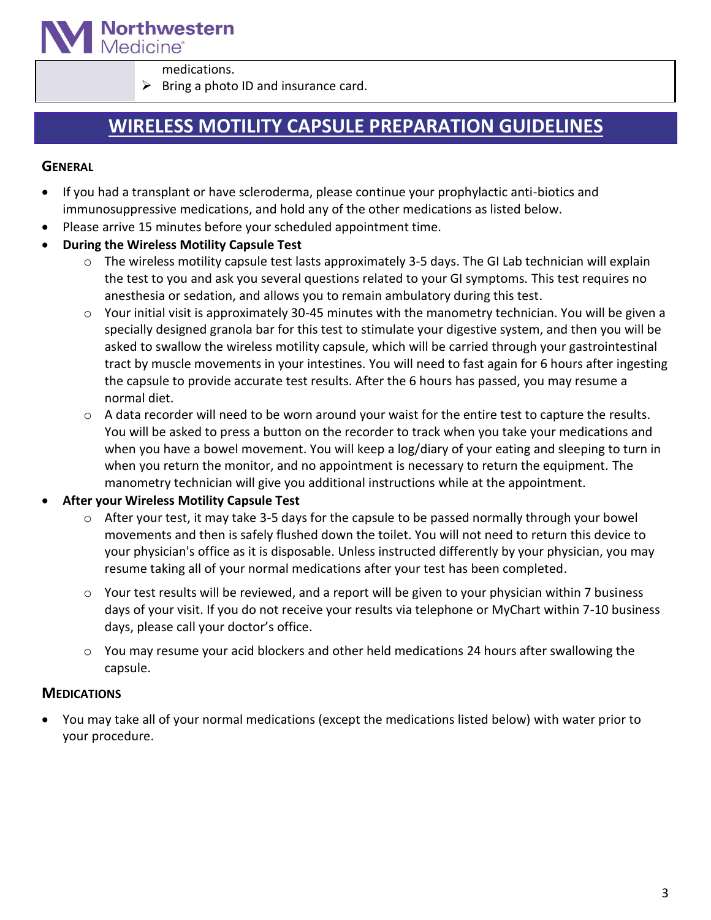medications.

- Bring a photo ID and insurance card.

## WIRELESS MOTILITY CAPSULE PREPARATION GUIDELINES

### GENERAL

- If you had a transplant or have scleroderma, please continue your prophylactic anti-biotics and immunosuppressive medications, and hold any of the other medications as listed below.
- Please arrive 15 minutes before your scheduled appointment time.
- **During the Wireless Motility Capsule Test**
  - The wireless motility capsule test lasts approximately 3-5 days. The GI Lab technician will explain the test to you and ask you several questions related to your GI symptoms. This test requires no anesthesia or sedation, and allows you to remain ambulatory during this test.
  - Your initial visit is approximately 30-45 minutes with the manometry technician. You will be given a specially designed granola bar for this test to stimulate your digestive system, and then you will be asked to swallow the wireless motility capsule, which will be carried through your gastrointestinal tract by muscle movements in your intestines. You will need to fast again for 6 hours after ingesting the capsule to provide accurate test results. After the 6 hours has passed, you may resume a normal diet.
  - A data recorder will need to be worn around your waist for the entire test to capture the results. You will be asked to press a button on the recorder to track when you take your medications and when you have a bowel movement. You will keep a log/diary of your eating and sleeping to turn in when you return the monitor, and no appointment is necessary to return the equipment. The manometry technician will give you additional instructions while at the appointment.
- **After your Wireless Motility Capsule Test**
  - After your test, it may take 3-5 days for the capsule to be passed normally through your bowel movements and then is safely flushed down the toilet. You will not need to return this device to your physician's office as it is disposable. Unless instructed differently by your physician, you may resume taking all of your normal medications after your test has been completed.
  - Your test results will be reviewed, and a report will be given to your physician within 7 business days of your visit. If you do not receive your results via telephone or MyChart within 7-10 business days, please call your doctor's office.
  - You may resume your acid blockers and other held medications 24 hours after swallowing the capsule.

### MEDICATIONS

- You may take all of your normal medications (except the medications listed below) with water prior to your procedure.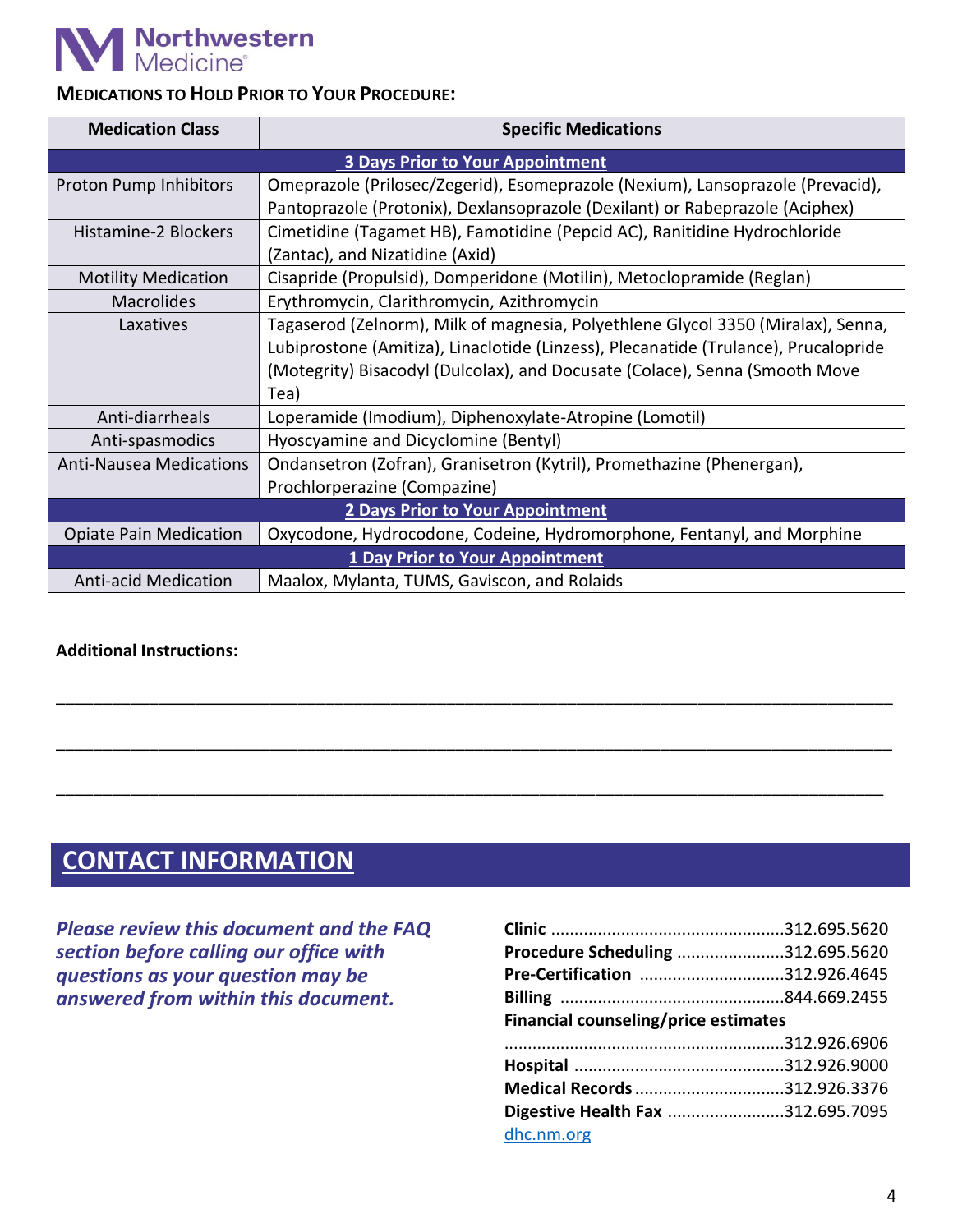# Northwestern Medicine

**MEDICATIONS TO HOLD PRIOR TO YOUR PROCEDURE:**

| Medication Class | Specific Medications |
|---|---|
| **3 Days Prior to Your Appointment** | |
| Proton Pump Inhibitors | Omeprazole (Prilosec/Zegerid), Esomeprazole (Nexium), Lansoprazole (Prevacid), Pantoprazole (Protonix), Dexlansoprazole (Dexilant) or Rabeprazole (Aciphex) |
| Histamine-2 Blockers | Cimetidine (Tagamet HB), Famotidine (Pepcid AC), Ranitidine Hydrochloride (Zantac), and Nizatidine (Axid) |
| Motility Medication | Cisapride (Propulsid), Domperidone (Motilin), Metoclopramide (Reglan) |
| Macrolides | Erythromycin, Clarithromycin, Azithromycin |
| Laxatives | Tagaserod (Zelnorm), Milk of magnesia, Polyethlene Glycol 3350 (Miralax), Senna, Lubiprostone (Amitiza), Linaclotide (Linzess), Plecanatide (Trulance), Prucalopride (Motegrity) Bisacodyl (Dulcolax), and Docusate (Colace), Senna (Smooth Move Tea) |
| Anti-diarrheals | Loperamide (Imodium), Diphenoxylate-Atropine (Lomotil) |
| Anti-spasmodics | Hyoscyamine and Dicyclomine (Bentyl) |
| Anti-Nausea Medications | Ondansetron (Zofran), Granisetron (Kytril), Promethazine (Phenergan), Prochlorperazine (Compazine) |
| **2 Days Prior to Your Appointment** | |
| Opiate Pain Medication | Oxycodone, Hydrocodone, Codeine, Hydromorphone, Fentanyl, and Morphine |
| **1 Day Prior to Your Appointment** | |
| Anti-acid Medication | Maalox, Mylanta, TUMS, Gaviscon, and Rolaids |

**Additional Instructions:**

_______________________________________________________________________________

_______________________________________________________________________________

_______________________________________________________________________________

## CONTACT INFORMATION

***Please review this document and the FAQ section before calling our office with questions as your question may be answered from within this document.***

**Clinic** ........................................312.695.5620
**Procedure Scheduling** ......................312.695.5620
**Pre-Certification** ...............................312.926.4645
**Billing** ..............................................844.669.2455
**Financial counseling/price estimates**
...........................................................312.926.6906
**Hospital** ...........................................312.926.9000
**Medical Records** ...............................312.926.3376
**Digestive Health Fax** ........................312.695.7095
dhc.nm.org